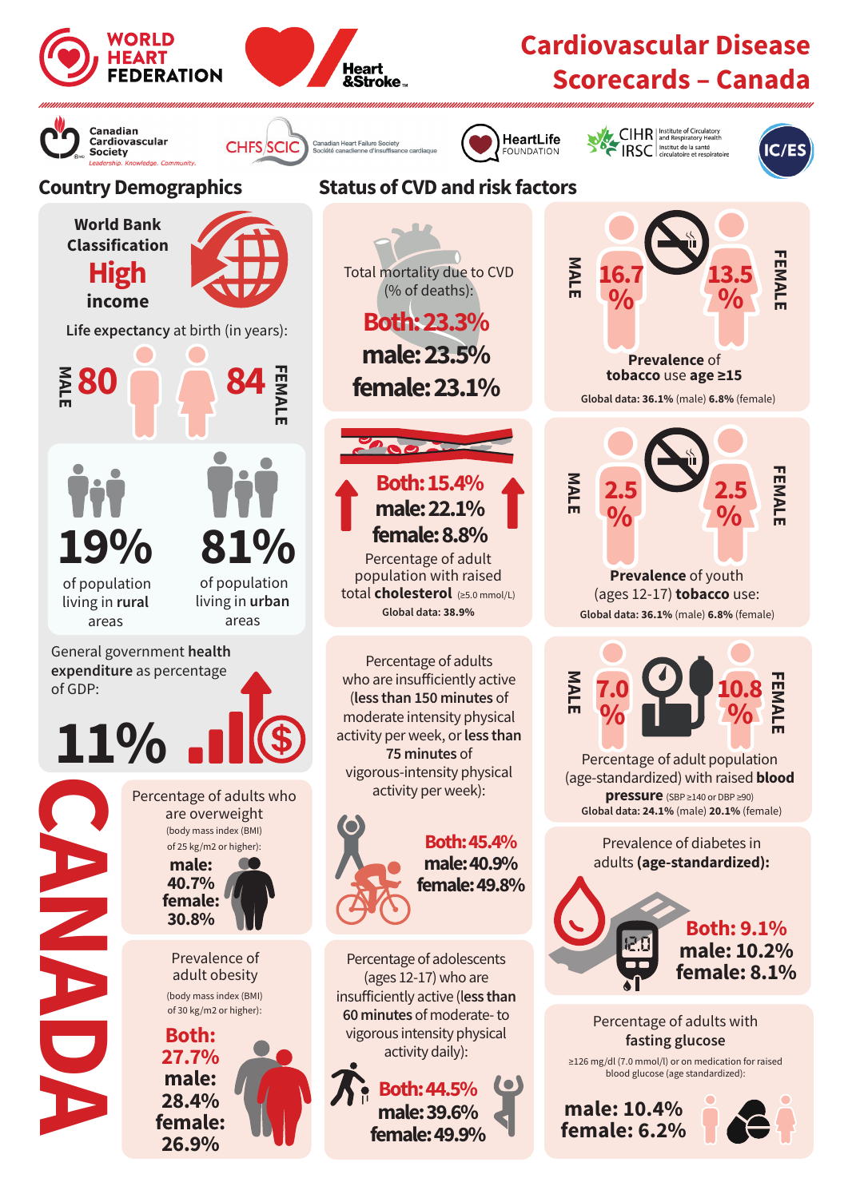# Cardiovascular Disease Scorecards – Canada

WORLD HEART FEDERATION | Heart & Stroke

Canadian Cardiovascular Society — Leadership. Knowledge. Community. | CHFS/SCIC Canadian Heart Failure Society / Société canadienne d'insuffisance cardiaque | HeartLife Foundation | CIHR IRSC Institute of Circulatory and Respiratory Health / Institut de la santé circulatoire et respiratoire | IC/ES

## Country Demographics

**World Bank Classification**

**High income**

**Life expectancy** at birth (in years):

- MALE: 80
- FEMALE: 84

- **19%** of population living in **rural** areas
- **81%** of population living in **urban** areas

General government **health expenditure** as percentage of GDP:

**11%**

# CANADA

Percentage of adults who are overweight (body mass index (BMI) of 25 kg/m2 or higher):

- **male: 40.7%**
- **female: 30.8%**

Prevalence of adult obesity (body mass index (BMI) of 30 kg/m2 or higher):

- **Both: 27.7%**
- **male: 28.4%**
- **female: 26.9%**

## Status of CVD and risk factors

Total mortality due to CVD (% of deaths):

- **Both: 23.3%**
- **male: 23.5%**
- **female: 23.1%**

**Prevalence** of **tobacco** use **age ≥15**

- MALE: 16.7 %
- FEMALE: 13.5 %

**Global data: 36.1%** (male) **6.8%** (female)

- **Both: 15.4%**
- **male: 22.1%**
- **female: 8.8%**

Percentage of adult population with raised total **cholesterol** (≥5.0 mmol/L)

**Global data: 38.9%**

**Prevalence** of youth (ages 12-17) **tobacco** use:

- MALE: 2.5 %
- FEMALE: 2.5 %

**Global data: 36.1%** (male) **6.8%** (female)

Percentage of adults who are insufficiently active (**less than 150 minutes** of moderate intensity physical activity per week, or **less than 75 minutes** of vigorous-intensity physical activity per week):

- **Both: 45.4%**
- **male: 40.9%**
- **female: 49.8%**

Percentage of adult population (age-standardized) with raised **blood pressure** (SBP ≥140 or DBP ≥90)

- MALE: 7.0 %
- FEMALE: 10.8 %

**Global data: 24.1%** (male) **20.1%** (female)

Prevalence of diabetes in adults **(age-standardized):**

- **Both: 9.1%**
- **male: 10.2%**
- **female: 8.1%**

Percentage of adolescents (ages 12-17) who are insufficiently active (**less than 60 minutes** of moderate- to vigorous-intensity physical activity daily):

- **Both: 44.5%**
- **male: 39.6%**
- **female: 49.9%**

Percentage of adults with **fasting glucose** ≥126 mg/dl (7.0 mmol/l) or on medication for raised blood glucose (age standardized):

- **male: 10.4%**
- **female: 6.2%**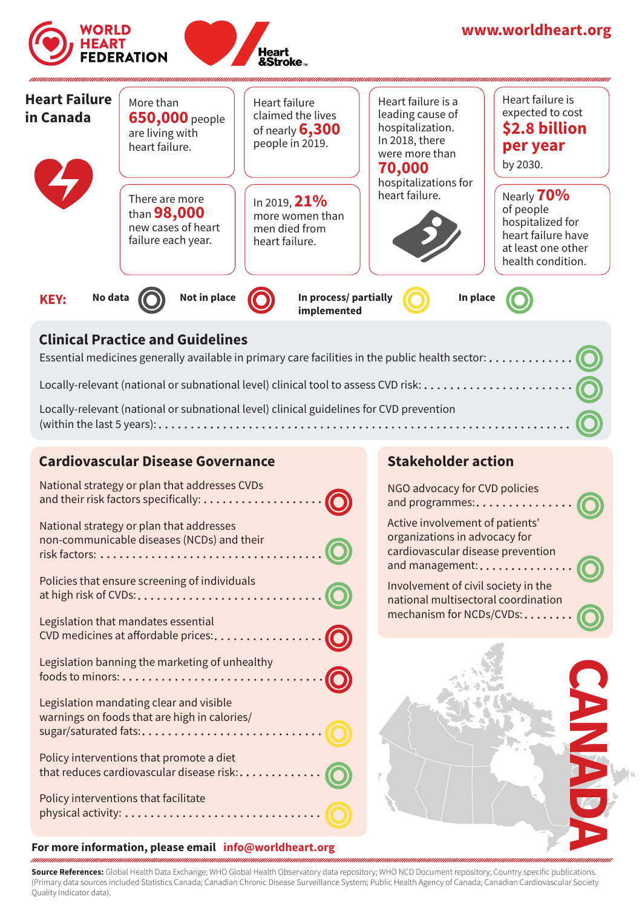WORLD HEART FEDERATION

Heart & Stroke™

www.worldheart.org

# Heart Failure in Canada

More than **650,000** people are living with heart failure.

Heart failure claimed the lives of nearly **6,300** people in 2019.

Heart failure is a leading cause of hospitalization. In 2018, there were more than **70,000** hospitalizations for heart failure.

Heart failure is expected to cost **$2.8 billion per year** by 2030.

There are more than **98,000** new cases of heart failure each year.

In 2019, **21%** more women than men died from heart failure.

Nearly **70%** of people hospitalized for heart failure have at least one other health condition.

**KEY:** No data | Not in place | In process/ partially implemented | In place

## Clinical Practice and Guidelines

| Indicator | Status |
|---|---|
| Essential medicines generally available in primary care facilities in the public health sector | In place |
| Locally-relevant (national or subnational level) clinical tool to assess CVD risk | In place |
| Locally-relevant (national or subnational level) clinical guidelines for CVD prevention (within the last 5 years) | In place |

## Cardiovascular Disease Governance

| Indicator | Status |
|---|---|
| National strategy or plan that addresses CVDs and their risk factors specifically | Not in place |
| National strategy or plan that addresses non-communicable diseases (NCDs) and their risk factors | In place |
| Policies that ensure screening of individuals at high risk of CVDs | In place |
| Legislation that mandates essential CVD medicines at affordable prices | Not in place |
| Legislation banning the marketing of unhealthy foods to minors | Not in place |
| Legislation mandating clear and visible warnings on foods that are high in calories/ sugar/saturated fats | In process/ partially implemented |
| Policy interventions that promote a diet that reduces cardiovascular disease risk | In place |
| Policy interventions that facilitate physical activity | In process/ partially implemented |

## Stakeholder action

| Indicator | Status |
|---|---|
| NGO advocacy for CVD policies and programmes | In place |
| Active involvement of patients' organizations in advocacy for cardiovascular disease prevention and management | In place |
| Involvement of civil society in the national multisectoral coordination mechanism for NCDs/CVDs | In place |

CANADA

**For more information, please email** info@worldheart.org

**Source References:** Global Health Data Exchange; WHO Global Health Observatory data repository; WHO NCD Document repository; Country specific publications. (Primary data sources included Statistics Canada; Canadian Chronic Disease Surveillance System; Public Health Agency of Canada; Canadian Cardiovascular Society Quality Indicator data).